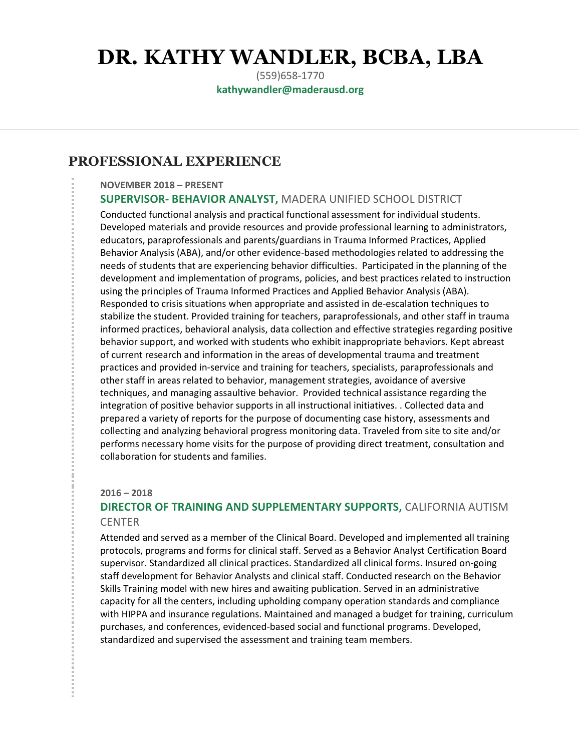# DR. KATHY WANDLER, BCBA, LBA

(559)658-1770

**kathywandler@maderausd.org**

---

## PROFESSIONAL EXPERIENCE

**NOVEMBER 2018 – PRESENT**

### SUPERVISOR- BEHAVIOR ANALYST, MADERA UNIFIED SCHOOL DISTRICT

Conducted functional analysis and practical functional assessment for individual students. Developed materials and provide resources and provide professional learning to administrators, educators, paraprofessionals and parents/guardians in Trauma Informed Practices, Applied Behavior Analysis (ABA), and/or other evidence-based methodologies related to addressing the needs of students that are experiencing behavior difficulties. Participated in the planning of the development and implementation of programs, policies, and best practices related to instruction using the principles of Trauma Informed Practices and Applied Behavior Analysis (ABA). Responded to crisis situations when appropriate and assisted in de-escalation techniques to stabilize the student. Provided training for teachers, paraprofessionals, and other staff in trauma informed practices, behavioral analysis, data collection and effective strategies regarding positive behavior support, and worked with students who exhibit inappropriate behaviors. Kept abreast of current research and information in the areas of developmental trauma and treatment practices and provided in-service and training for teachers, specialists, paraprofessionals and other staff in areas related to behavior, management strategies, avoidance of aversive techniques, and managing assaultive behavior. Provided technical assistance regarding the integration of positive behavior supports in all instructional initiatives. . Collected data and prepared a variety of reports for the purpose of documenting case history, assessments and collecting and analyzing behavioral progress monitoring data. Traveled from site to site and/or performs necessary home visits for the purpose of providing direct treatment, consultation and collaboration for students and families.

**2016 – 2018**

### DIRECTOR OF TRAINING AND SUPPLEMENTARY SUPPORTS, CALIFORNIA AUTISM CENTER

Attended and served as a member of the Clinical Board. Developed and implemented all training protocols, programs and forms for clinical staff. Served as a Behavior Analyst Certification Board supervisor. Standardized all clinical practices. Standardized all clinical forms. Insured on-going staff development for Behavior Analysts and clinical staff. Conducted research on the Behavior Skills Training model with new hires and awaiting publication. Served in an administrative capacity for all the centers, including upholding company operation standards and compliance with HIPPA and insurance regulations. Maintained and managed a budget for training, curriculum purchases, and conferences, evidenced-based social and functional programs. Developed, standardized and supervised the assessment and training team members.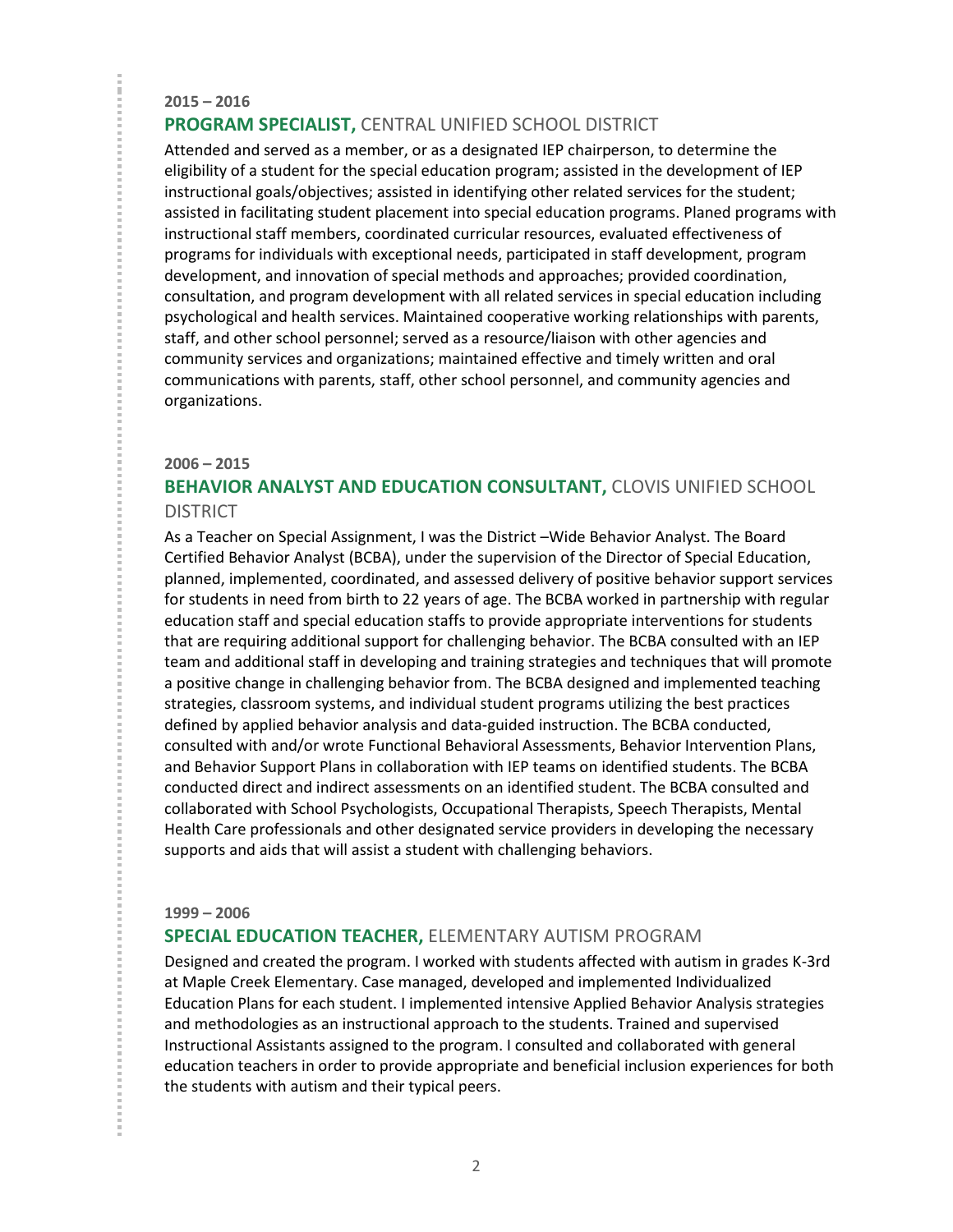**2015 – 2016**

### **PROGRAM SPECIALIST,** CENTRAL UNIFIED SCHOOL DISTRICT

Attended and served as a member, or as a designated IEP chairperson, to determine the eligibility of a student for the special education program; assisted in the development of IEP instructional goals/objectives; assisted in identifying other related services for the student; assisted in facilitating student placement into special education programs. Planed programs with instructional staff members, coordinated curricular resources, evaluated effectiveness of programs for individuals with exceptional needs, participated in staff development, program development, and innovation of special methods and approaches; provided coordination, consultation, and program development with all related services in special education including psychological and health services. Maintained cooperative working relationships with parents, staff, and other school personnel; served as a resource/liaison with other agencies and community services and organizations; maintained effective and timely written and oral communications with parents, staff, other school personnel, and community agencies and organizations.

**2006 – 2015**

### **BEHAVIOR ANALYST AND EDUCATION CONSULTANT,** CLOVIS UNIFIED SCHOOL DISTRICT

As a Teacher on Special Assignment, I was the District –Wide Behavior Analyst. The Board Certified Behavior Analyst (BCBA), under the supervision of the Director of Special Education, planned, implemented, coordinated, and assessed delivery of positive behavior support services for students in need from birth to 22 years of age. The BCBA worked in partnership with regular education staff and special education staffs to provide appropriate interventions for students that are requiring additional support for challenging behavior. The BCBA consulted with an IEP team and additional staff in developing and training strategies and techniques that will promote a positive change in challenging behavior from. The BCBA designed and implemented teaching strategies, classroom systems, and individual student programs utilizing the best practices defined by applied behavior analysis and data-guided instruction. The BCBA conducted, consulted with and/or wrote Functional Behavioral Assessments, Behavior Intervention Plans, and Behavior Support Plans in collaboration with IEP teams on identified students. The BCBA conducted direct and indirect assessments on an identified student. The BCBA consulted and collaborated with School Psychologists, Occupational Therapists, Speech Therapists, Mental Health Care professionals and other designated service providers in developing the necessary supports and aids that will assist a student with challenging behaviors.

**1999 – 2006**

### **SPECIAL EDUCATION TEACHER,** ELEMENTARY AUTISM PROGRAM

Designed and created the program. I worked with students affected with autism in grades K-3rd at Maple Creek Elementary. Case managed, developed and implemented Individualized Education Plans for each student. I implemented intensive Applied Behavior Analysis strategies and methodologies as an instructional approach to the students. Trained and supervised Instructional Assistants assigned to the program. I consulted and collaborated with general education teachers in order to provide appropriate and beneficial inclusion experiences for both the students with autism and their typical peers.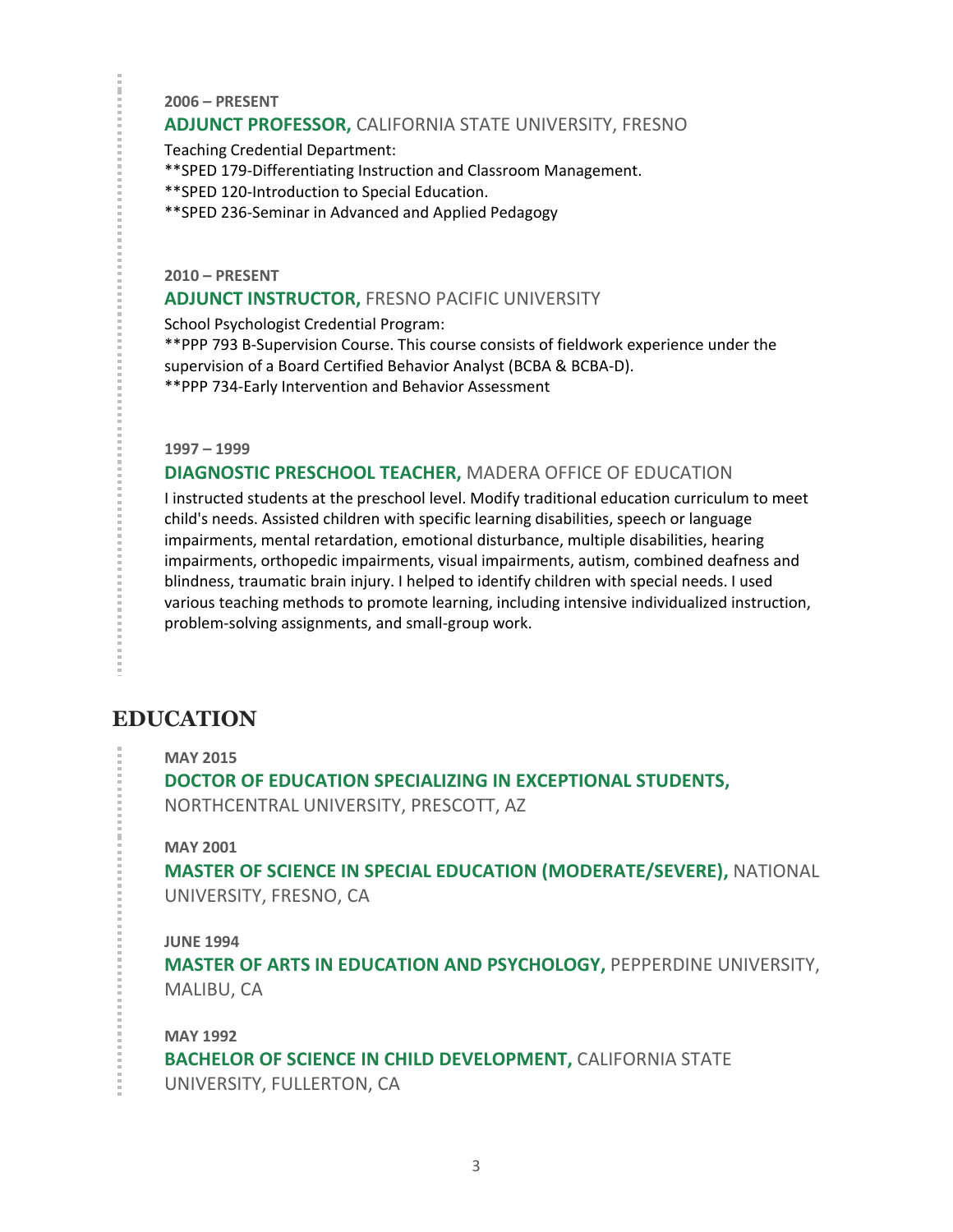**2006 – PRESENT**

**ADJUNCT PROFESSOR,** CALIFORNIA STATE UNIVERSITY, FRESNO

Teaching Credential Department:
**SPED 179-Differentiating Instruction and Classroom Management.
**SPED 120-Introduction to Special Education.
**SPED 236-Seminar in Advanced and Applied Pedagogy

**2010 – PRESENT**

**ADJUNCT INSTRUCTOR,** FRESNO PACIFIC UNIVERSITY

School Psychologist Credential Program:
**PPP 793 B-Supervision Course. This course consists of fieldwork experience under the supervision of a Board Certified Behavior Analyst (BCBA & BCBA-D).
**PPP 734-Early Intervention and Behavior Assessment

**1997 – 1999**

**DIAGNOSTIC PRESCHOOL TEACHER,** MADERA OFFICE OF EDUCATION

I instructed students at the preschool level. Modify traditional education curriculum to meet child's needs. Assisted children with specific learning disabilities, speech or language impairments, mental retardation, emotional disturbance, multiple disabilities, hearing impairments, orthopedic impairments, visual impairments, autism, combined deafness and blindness, traumatic brain injury. I helped to identify children with special needs. I used various teaching methods to promote learning, including intensive individualized instruction, problem-solving assignments, and small-group work.

## EDUCATION

**MAY 2015**

**DOCTOR OF EDUCATION SPECIALIZING IN EXCEPTIONAL STUDENTS,** NORTHCENTRAL UNIVERSITY, PRESCOTT, AZ

**MAY 2001**

**MASTER OF SCIENCE IN SPECIAL EDUCATION (MODERATE/SEVERE),** NATIONAL UNIVERSITY, FRESNO, CA

**JUNE 1994**

**MASTER OF ARTS IN EDUCATION AND PSYCHOLOGY,** PEPPERDINE UNIVERSITY, MALIBU, CA

**MAY 1992**

**BACHELOR OF SCIENCE IN CHILD DEVELOPMENT,** CALIFORNIA STATE UNIVERSITY, FULLERTON, CA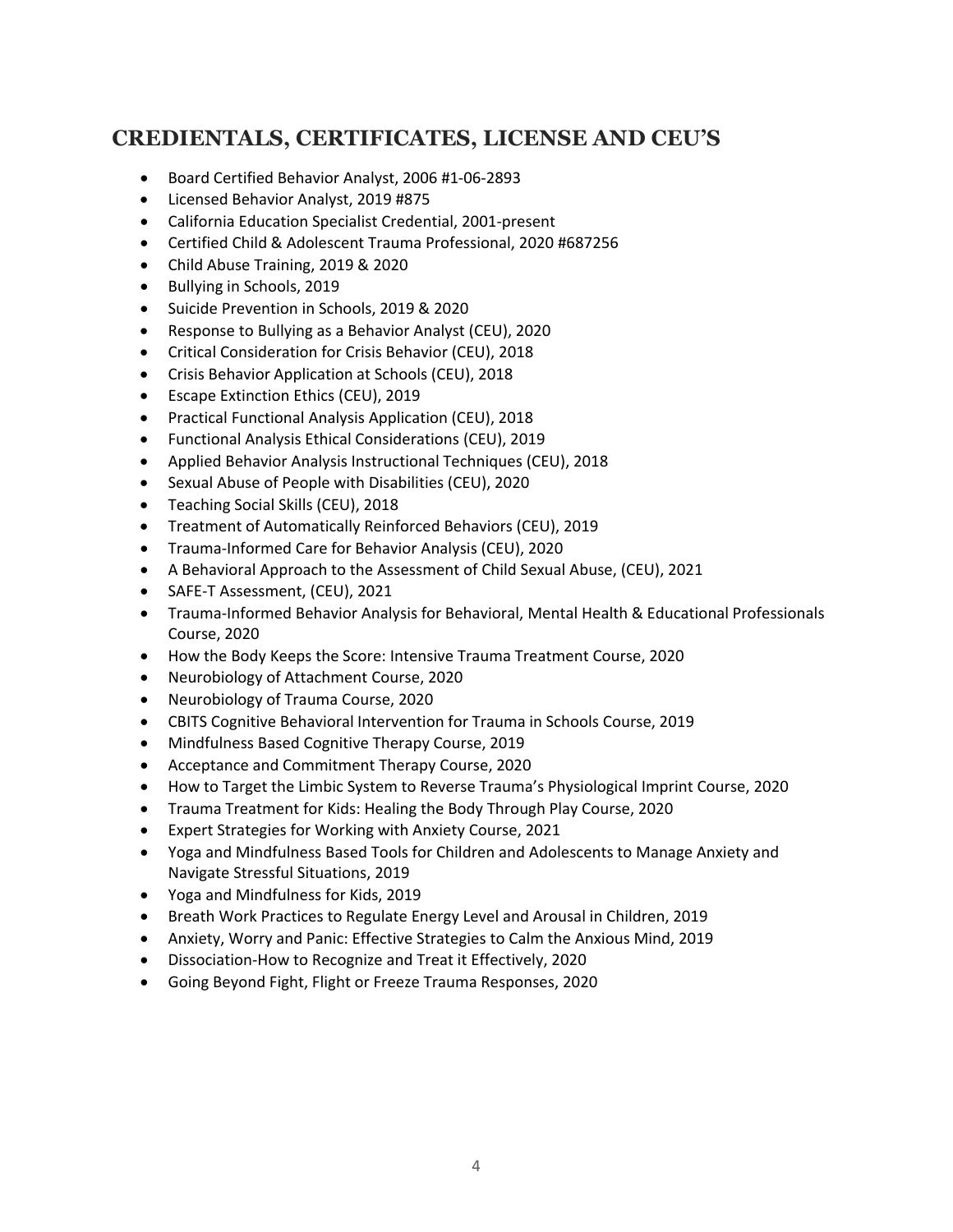## CREDIENTALS, CERTIFICATES, LICENSE AND CEU'S

- Board Certified Behavior Analyst, 2006 #1-06-2893
- Licensed Behavior Analyst, 2019 #875
- California Education Specialist Credential, 2001-present
- Certified Child & Adolescent Trauma Professional, 2020 #687256
- Child Abuse Training, 2019 & 2020
- Bullying in Schools, 2019
- Suicide Prevention in Schools, 2019 & 2020
- Response to Bullying as a Behavior Analyst (CEU), 2020
- Critical Consideration for Crisis Behavior (CEU), 2018
- Crisis Behavior Application at Schools (CEU), 2018
- Escape Extinction Ethics (CEU), 2019
- Practical Functional Analysis Application (CEU), 2018
- Functional Analysis Ethical Considerations (CEU), 2019
- Applied Behavior Analysis Instructional Techniques (CEU), 2018
- Sexual Abuse of People with Disabilities (CEU), 2020
- Teaching Social Skills (CEU), 2018
- Treatment of Automatically Reinforced Behaviors (CEU), 2019
- Trauma-Informed Care for Behavior Analysis (CEU), 2020
- A Behavioral Approach to the Assessment of Child Sexual Abuse, (CEU), 2021
- SAFE-T Assessment, (CEU), 2021
- Trauma-Informed Behavior Analysis for Behavioral, Mental Health & Educational Professionals Course, 2020
- How the Body Keeps the Score: Intensive Trauma Treatment Course, 2020
- Neurobiology of Attachment Course, 2020
- Neurobiology of Trauma Course, 2020
- CBITS Cognitive Behavioral Intervention for Trauma in Schools Course, 2019
- Mindfulness Based Cognitive Therapy Course, 2019
- Acceptance and Commitment Therapy Course, 2020
- How to Target the Limbic System to Reverse Trauma's Physiological Imprint Course, 2020
- Trauma Treatment for Kids: Healing the Body Through Play Course, 2020
- Expert Strategies for Working with Anxiety Course, 2021
- Yoga and Mindfulness Based Tools for Children and Adolescents to Manage Anxiety and Navigate Stressful Situations, 2019
- Yoga and Mindfulness for Kids, 2019
- Breath Work Practices to Regulate Energy Level and Arousal in Children, 2019
- Anxiety, Worry and Panic: Effective Strategies to Calm the Anxious Mind, 2019
- Dissociation-How to Recognize and Treat it Effectively, 2020
- Going Beyond Fight, Flight or Freeze Trauma Responses, 2020